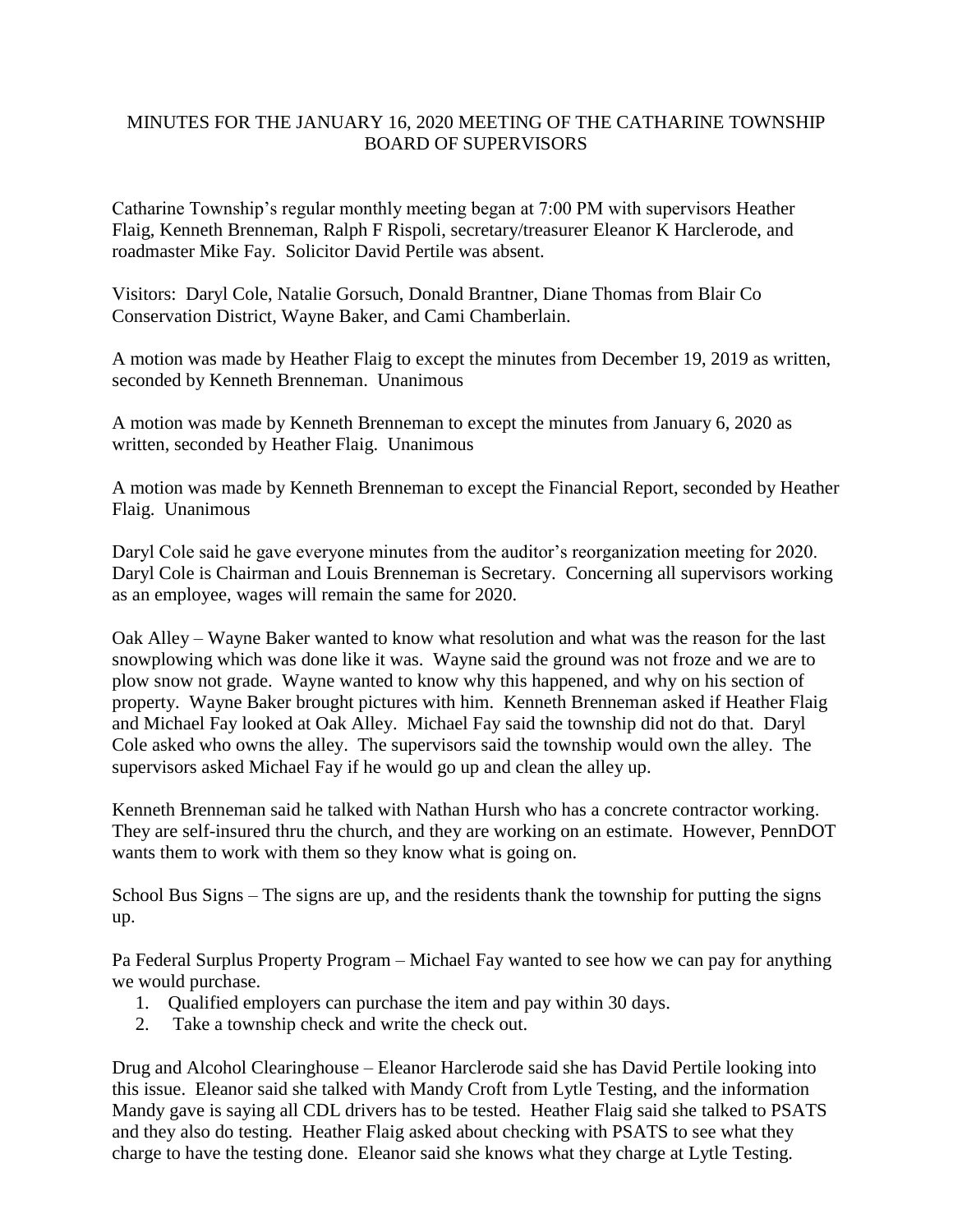# MINUTES FOR THE JANUARY 16, 2020 MEETING OF THE CATHARINE TOWNSHIP BOARD OF SUPERVISORS

Catharine Township's regular monthly meeting began at 7:00 PM with supervisors Heather Flaig, Kenneth Brenneman, Ralph F Rispoli, secretary/treasurer Eleanor K Harclerode, and roadmaster Mike Fay. Solicitor David Pertile was absent.

Visitors: Daryl Cole, Natalie Gorsuch, Donald Brantner, Diane Thomas from Blair Co Conservation District, Wayne Baker, and Cami Chamberlain.

A motion was made by Heather Flaig to except the minutes from December 19, 2019 as written, seconded by Kenneth Brenneman. Unanimous

A motion was made by Kenneth Brenneman to except the minutes from January 6, 2020 as written, seconded by Heather Flaig. Unanimous

A motion was made by Kenneth Brenneman to except the Financial Report, seconded by Heather Flaig. Unanimous

Daryl Cole said he gave everyone minutes from the auditor's reorganization meeting for 2020. Daryl Cole is Chairman and Louis Brenneman is Secretary. Concerning all supervisors working as an employee, wages will remain the same for 2020.

Oak Alley – Wayne Baker wanted to know what resolution and what was the reason for the last snowplowing which was done like it was. Wayne said the ground was not froze and we are to plow snow not grade. Wayne wanted to know why this happened, and why on his section of property. Wayne Baker brought pictures with him. Kenneth Brenneman asked if Heather Flaig and Michael Fay looked at Oak Alley. Michael Fay said the township did not do that. Daryl Cole asked who owns the alley. The supervisors said the township would own the alley. The supervisors asked Michael Fay if he would go up and clean the alley up.

Kenneth Brenneman said he talked with Nathan Hursh who has a concrete contractor working. They are self-insured thru the church, and they are working on an estimate. However, PennDOT wants them to work with them so they know what is going on.

School Bus Signs – The signs are up, and the residents thank the township for putting the signs up.

Pa Federal Surplus Property Program – Michael Fay wanted to see how we can pay for anything we would purchase.

1. Qualified employers can purchase the item and pay within 30 days.
2. Take a township check and write the check out.

Drug and Alcohol Clearinghouse – Eleanor Harclerode said she has David Pertile looking into this issue. Eleanor said she talked with Mandy Croft from Lytle Testing, and the information Mandy gave is saying all CDL drivers has to be tested. Heather Flaig said she talked to PSATS and they also do testing. Heather Flaig asked about checking with PSATS to see what they charge to have the testing done. Eleanor said she knows what they charge at Lytle Testing.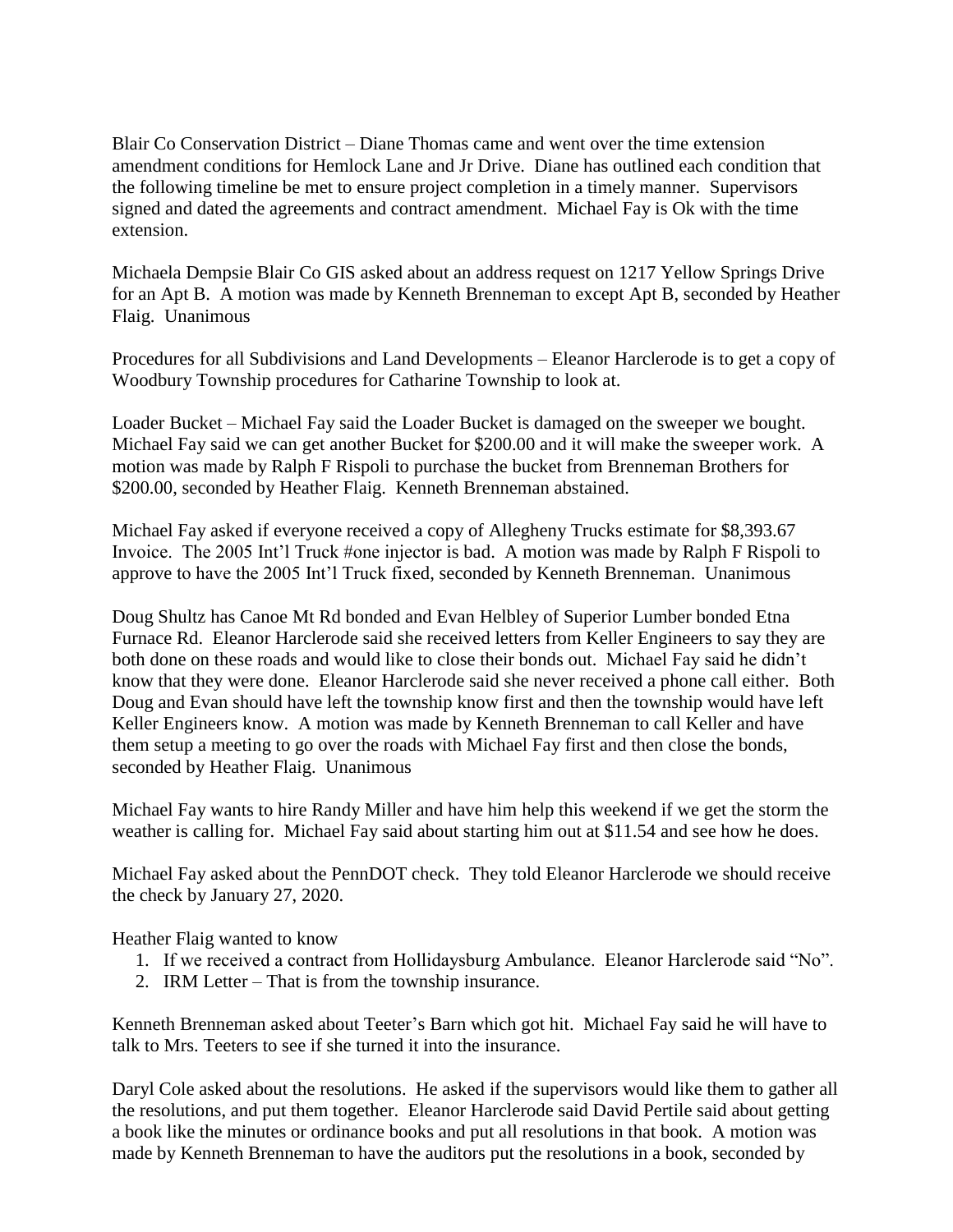Blair Co Conservation District – Diane Thomas came and went over the time extension amendment conditions for Hemlock Lane and Jr Drive. Diane has outlined each condition that the following timeline be met to ensure project completion in a timely manner. Supervisors signed and dated the agreements and contract amendment. Michael Fay is Ok with the time extension.

Michaela Dempsie Blair Co GIS asked about an address request on 1217 Yellow Springs Drive for an Apt B. A motion was made by Kenneth Brenneman to except Apt B, seconded by Heather Flaig. Unanimous

Procedures for all Subdivisions and Land Developments – Eleanor Harclerode is to get a copy of Woodbury Township procedures for Catharine Township to look at.

Loader Bucket – Michael Fay said the Loader Bucket is damaged on the sweeper we bought. Michael Fay said we can get another Bucket for $200.00 and it will make the sweeper work. A motion was made by Ralph F Rispoli to purchase the bucket from Brenneman Brothers for $200.00, seconded by Heather Flaig. Kenneth Brenneman abstained.

Michael Fay asked if everyone received a copy of Allegheny Trucks estimate for $8,393.67 Invoice. The 2005 Int'l Truck #one injector is bad. A motion was made by Ralph F Rispoli to approve to have the 2005 Int'l Truck fixed, seconded by Kenneth Brenneman. Unanimous

Doug Shultz has Canoe Mt Rd bonded and Evan Helbley of Superior Lumber bonded Etna Furnace Rd. Eleanor Harclerode said she received letters from Keller Engineers to say they are both done on these roads and would like to close their bonds out. Michael Fay said he didn't know that they were done. Eleanor Harclerode said she never received a phone call either. Both Doug and Evan should have left the township know first and then the township would have left Keller Engineers know. A motion was made by Kenneth Brenneman to call Keller and have them setup a meeting to go over the roads with Michael Fay first and then close the bonds, seconded by Heather Flaig. Unanimous

Michael Fay wants to hire Randy Miller and have him help this weekend if we get the storm the weather is calling for. Michael Fay said about starting him out at $11.54 and see how he does.

Michael Fay asked about the PennDOT check. They told Eleanor Harclerode we should receive the check by January 27, 2020.

Heather Flaig wanted to know

1. If we received a contract from Hollidaysburg Ambulance. Eleanor Harclerode said "No".
2. IRM Letter – That is from the township insurance.

Kenneth Brenneman asked about Teeter's Barn which got hit. Michael Fay said he will have to talk to Mrs. Teeters to see if she turned it into the insurance.

Daryl Cole asked about the resolutions. He asked if the supervisors would like them to gather all the resolutions, and put them together. Eleanor Harclerode said David Pertile said about getting a book like the minutes or ordinance books and put all resolutions in that book. A motion was made by Kenneth Brenneman to have the auditors put the resolutions in a book, seconded by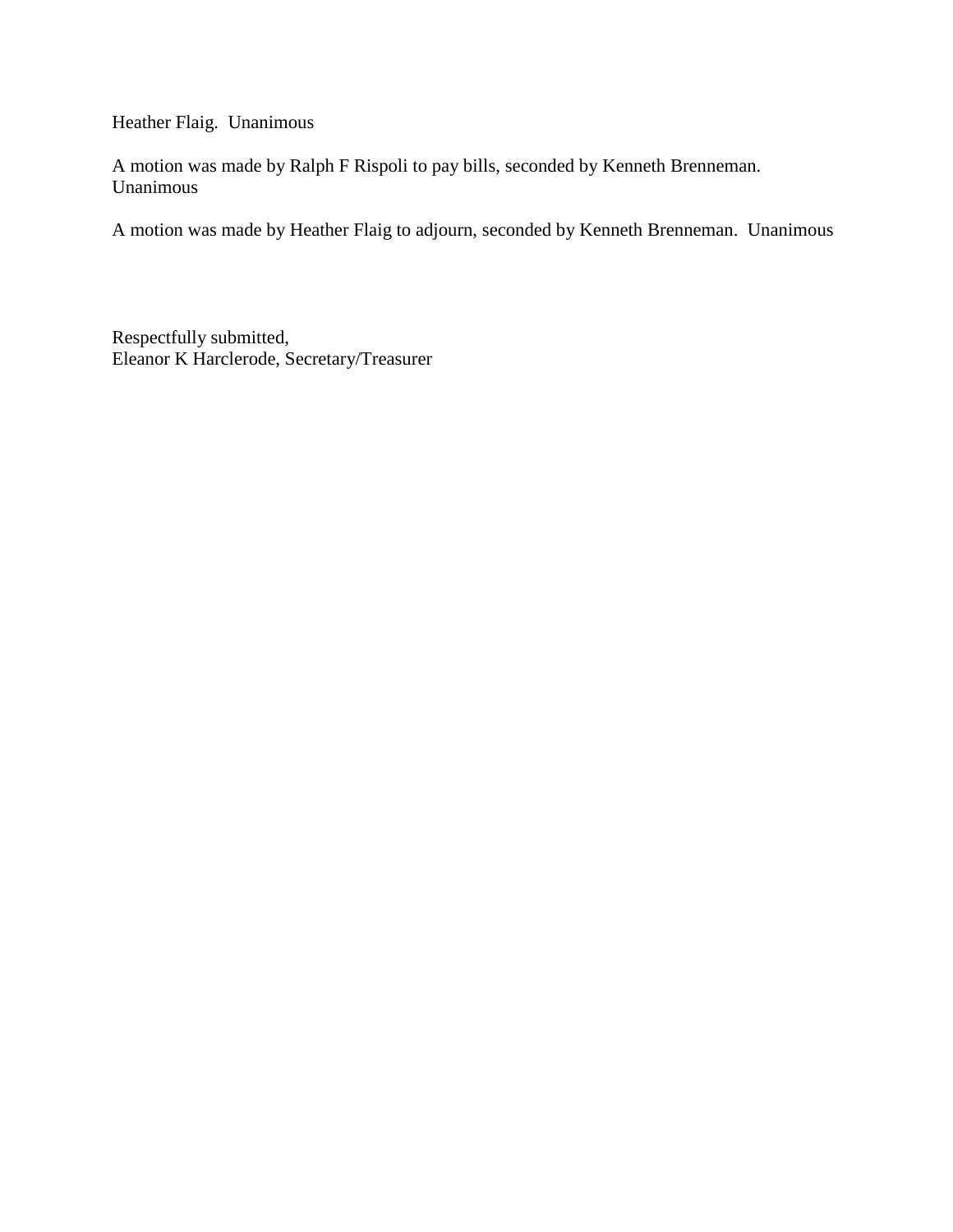Heather Flaig.  Unanimous

A motion was made by Ralph F Rispoli to pay bills, seconded by Kenneth Brenneman.  Unanimous

A motion was made by Heather Flaig to adjourn, seconded by Kenneth Brenneman.  Unanimous

Respectfully submitted,
Eleanor K Harclerode, Secretary/Treasurer